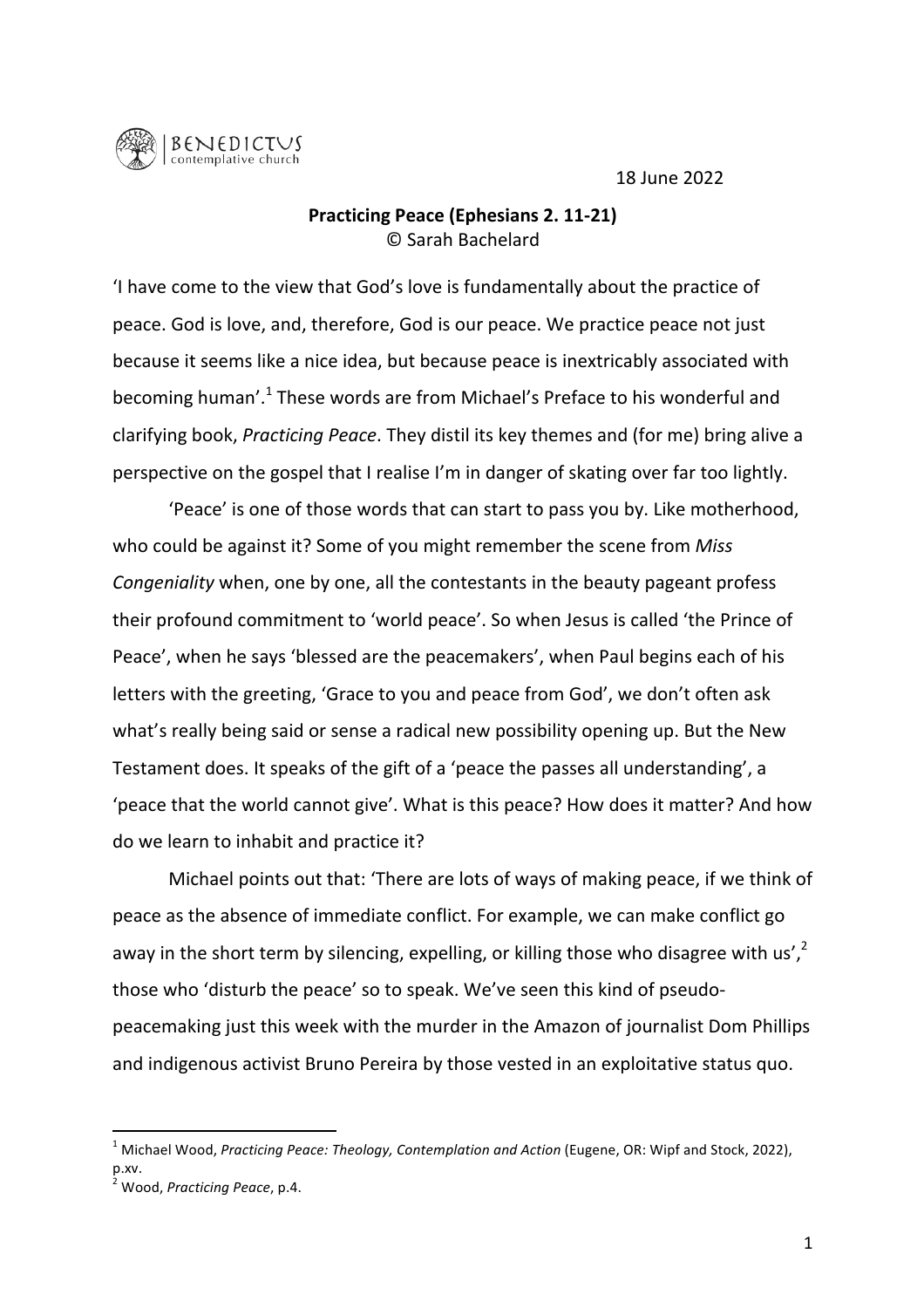BENEDICTUS contemplative church

18 June 2022

**Practicing Peace (Ephesians 2. 11-21)**
© Sarah Bachelard

'I have come to the view that God's love is fundamentally about the practice of peace. God is love, and, therefore, God is our peace. We practice peace not just because it seems like a nice idea, but because peace is inextricably associated with becoming human'.[1] These words are from Michael's Preface to his wonderful and clarifying book, *Practicing Peace*. They distil its key themes and (for me) bring alive a perspective on the gospel that I realise I'm in danger of skating over far too lightly.

'Peace' is one of those words that can start to pass you by. Like motherhood, who could be against it? Some of you might remember the scene from *Miss Congeniality* when, one by one, all the contestants in the beauty pageant profess their profound commitment to 'world peace'. So when Jesus is called 'the Prince of Peace', when he says 'blessed are the peacemakers', when Paul begins each of his letters with the greeting, 'Grace to you and peace from God', we don't often ask what's really being said or sense a radical new possibility opening up. But the New Testament does. It speaks of the gift of a 'peace the passes all understanding', a 'peace that the world cannot give'. What is this peace? How does it matter? And how do we learn to inhabit and practice it?

Michael points out that: 'There are lots of ways of making peace, if we think of peace as the absence of immediate conflict. For example, we can make conflict go away in the short term by silencing, expelling, or killing those who disagree with us',[2] those who 'disturb the peace' so to speak. We've seen this kind of pseudo-peacemaking just this week with the murder in the Amazon of journalist Dom Phillips and indigenous activist Bruno Pereira by those vested in an exploitative status quo.

---

[1] Michael Wood, *Practicing Peace: Theology, Contemplation and Action* (Eugene, OR: Wipf and Stock, 2022), p.xv.

[2] Wood, *Practicing Peace*, p.4.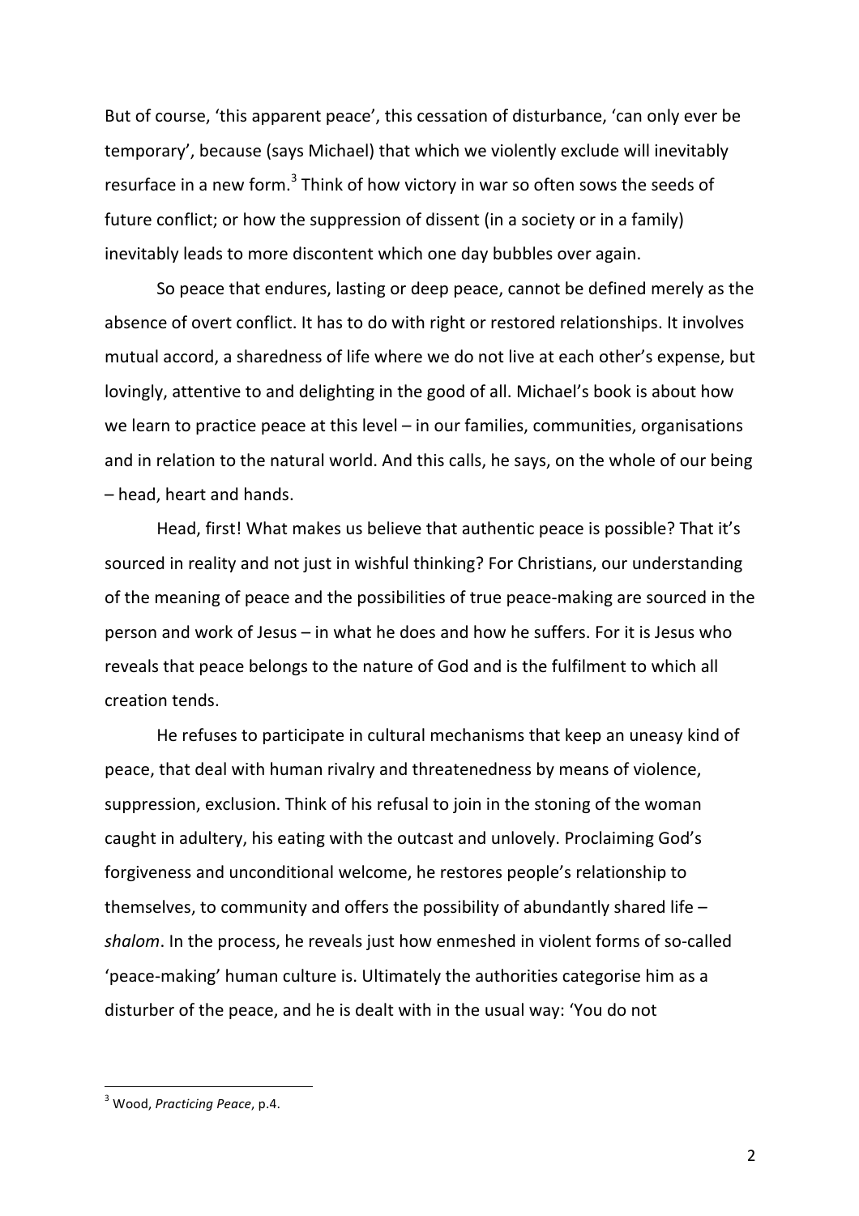But of course, 'this apparent peace', this cessation of disturbance, 'can only ever be temporary', because (says Michael) that which we violently exclude will inevitably resurface in a new form.[3] Think of how victory in war so often sows the seeds of future conflict; or how the suppression of dissent (in a society or in a family) inevitably leads to more discontent which one day bubbles over again.

So peace that endures, lasting or deep peace, cannot be defined merely as the absence of overt conflict. It has to do with right or restored relationships. It involves mutual accord, a sharedness of life where we do not live at each other's expense, but lovingly, attentive to and delighting in the good of all. Michael's book is about how we learn to practice peace at this level – in our families, communities, organisations and in relation to the natural world. And this calls, he says, on the whole of our being – head, heart and hands.

Head, first! What makes us believe that authentic peace is possible? That it's sourced in reality and not just in wishful thinking? For Christians, our understanding of the meaning of peace and the possibilities of true peace-making are sourced in the person and work of Jesus – in what he does and how he suffers. For it is Jesus who reveals that peace belongs to the nature of God and is the fulfilment to which all creation tends.

He refuses to participate in cultural mechanisms that keep an uneasy kind of peace, that deal with human rivalry and threatenedness by means of violence, suppression, exclusion. Think of his refusal to join in the stoning of the woman caught in adultery, his eating with the outcast and unlovely. Proclaiming God's forgiveness and unconditional welcome, he restores people's relationship to themselves, to community and offers the possibility of abundantly shared life – *shalom*. In the process, he reveals just how enmeshed in violent forms of so-called 'peace-making' human culture is. Ultimately the authorities categorise him as a disturber of the peace, and he is dealt with in the usual way: 'You do not

---

[3] Wood, *Practicing Peace*, p.4.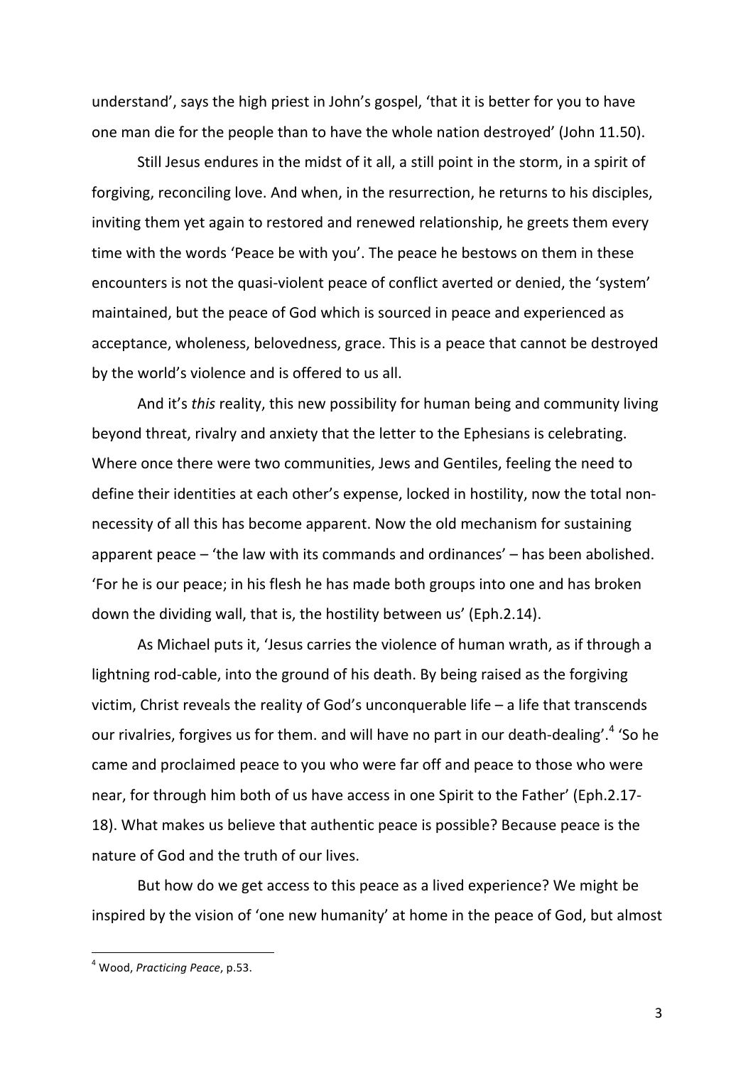understand', says the high priest in John's gospel, 'that it is better for you to have one man die for the people than to have the whole nation destroyed' (John 11.50).

Still Jesus endures in the midst of it all, a still point in the storm, in a spirit of forgiving, reconciling love. And when, in the resurrection, he returns to his disciples, inviting them yet again to restored and renewed relationship, he greets them every time with the words 'Peace be with you'. The peace he bestows on them in these encounters is not the quasi-violent peace of conflict averted or denied, the 'system' maintained, but the peace of God which is sourced in peace and experienced as acceptance, wholeness, belovedness, grace. This is a peace that cannot be destroyed by the world's violence and is offered to us all.

And it's *this* reality, this new possibility for human being and community living beyond threat, rivalry and anxiety that the letter to the Ephesians is celebrating. Where once there were two communities, Jews and Gentiles, feeling the need to define their identities at each other's expense, locked in hostility, now the total non-necessity of all this has become apparent. Now the old mechanism for sustaining apparent peace – 'the law with its commands and ordinances' – has been abolished. 'For he is our peace; in his flesh he has made both groups into one and has broken down the dividing wall, that is, the hostility between us' (Eph.2.14).

As Michael puts it, 'Jesus carries the violence of human wrath, as if through a lightning rod-cable, into the ground of his death. By being raised as the forgiving victim, Christ reveals the reality of God's unconquerable life – a life that transcends our rivalries, forgives us for them. and will have no part in our death-dealing'.[4] 'So he came and proclaimed peace to you who were far off and peace to those who were near, for through him both of us have access in one Spirit to the Father' (Eph.2.17-18). What makes us believe that authentic peace is possible? Because peace is the nature of God and the truth of our lives.

But how do we get access to this peace as a lived experience? We might be inspired by the vision of 'one new humanity' at home in the peace of God, but almost

---

[4] Wood, *Practicing Peace*, p.53.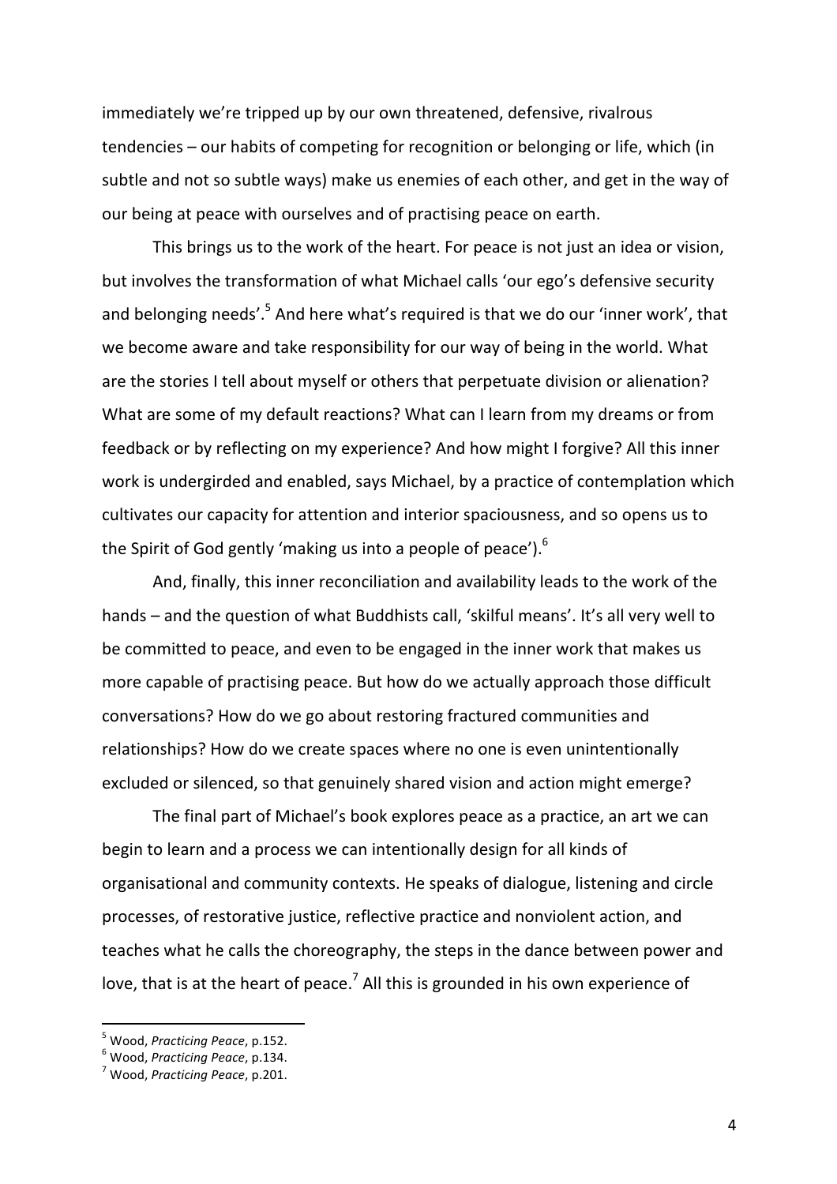immediately we're tripped up by our own threatened, defensive, rivalrous tendencies – our habits of competing for recognition or belonging or life, which (in subtle and not so subtle ways) make us enemies of each other, and get in the way of our being at peace with ourselves and of practising peace on earth.

This brings us to the work of the heart. For peace is not just an idea or vision, but involves the transformation of what Michael calls 'our ego's defensive security and belonging needs'.[5] And here what's required is that we do our 'inner work', that we become aware and take responsibility for our way of being in the world. What are the stories I tell about myself or others that perpetuate division or alienation? What are some of my default reactions? What can I learn from my dreams or from feedback or by reflecting on my experience? And how might I forgive? All this inner work is undergirded and enabled, says Michael, by a practice of contemplation which cultivates our capacity for attention and interior spaciousness, and so opens us to the Spirit of God gently 'making us into a people of peace').[6]

And, finally, this inner reconciliation and availability leads to the work of the hands – and the question of what Buddhists call, 'skilful means'. It's all very well to be committed to peace, and even to be engaged in the inner work that makes us more capable of practising peace. But how do we actually approach those difficult conversations? How do we go about restoring fractured communities and relationships? How do we create spaces where no one is even unintentionally excluded or silenced, so that genuinely shared vision and action might emerge?

The final part of Michael's book explores peace as a practice, an art we can begin to learn and a process we can intentionally design for all kinds of organisational and community contexts. He speaks of dialogue, listening and circle processes, of restorative justice, reflective practice and nonviolent action, and teaches what he calls the choreography, the steps in the dance between power and love, that is at the heart of peace.[7] All this is grounded in his own experience of

---

[5] Wood, *Practicing Peace*, p.152.
[6] Wood, *Practicing Peace*, p.134.
[7] Wood, *Practicing Peace*, p.201.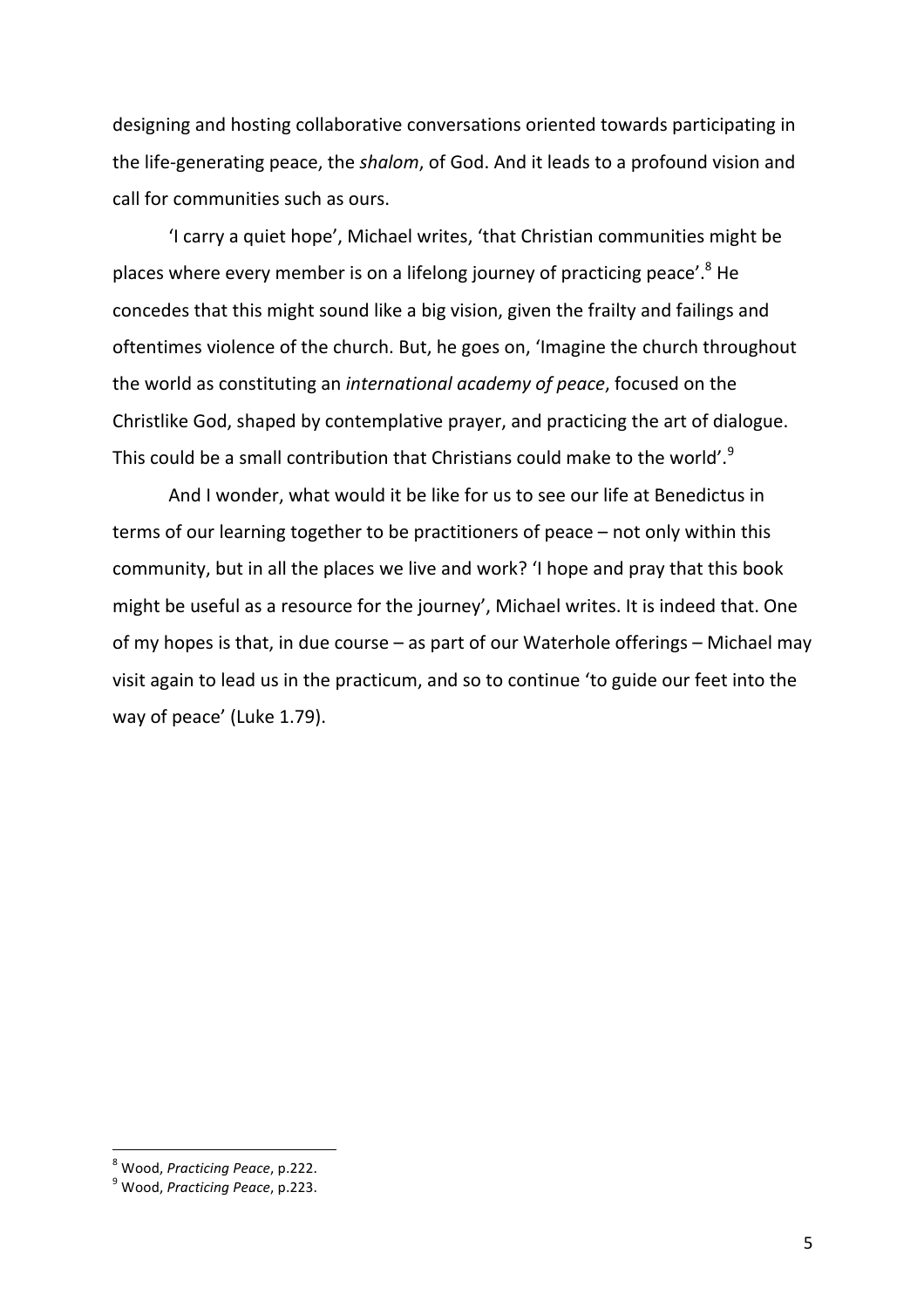designing and hosting collaborative conversations oriented towards participating in the life-generating peace, the *shalom*, of God. And it leads to a profound vision and call for communities such as ours.

'I carry a quiet hope', Michael writes, 'that Christian communities might be places where every member is on a lifelong journey of practicing peace'.[8] He concedes that this might sound like a big vision, given the frailty and failings and oftentimes violence of the church. But, he goes on, 'Imagine the church throughout the world as constituting an *international academy of peace*, focused on the Christlike God, shaped by contemplative prayer, and practicing the art of dialogue. This could be a small contribution that Christians could make to the world'.[9]

And I wonder, what would it be like for us to see our life at Benedictus in terms of our learning together to be practitioners of peace – not only within this community, but in all the places we live and work? 'I hope and pray that this book might be useful as a resource for the journey', Michael writes. It is indeed that. One of my hopes is that, in due course – as part of our Waterhole offerings – Michael may visit again to lead us in the practicum, and so to continue 'to guide our feet into the way of peace' (Luke 1.79).

---

[8] Wood, *Practicing Peace*, p.222.

[9] Wood, *Practicing Peace*, p.223.